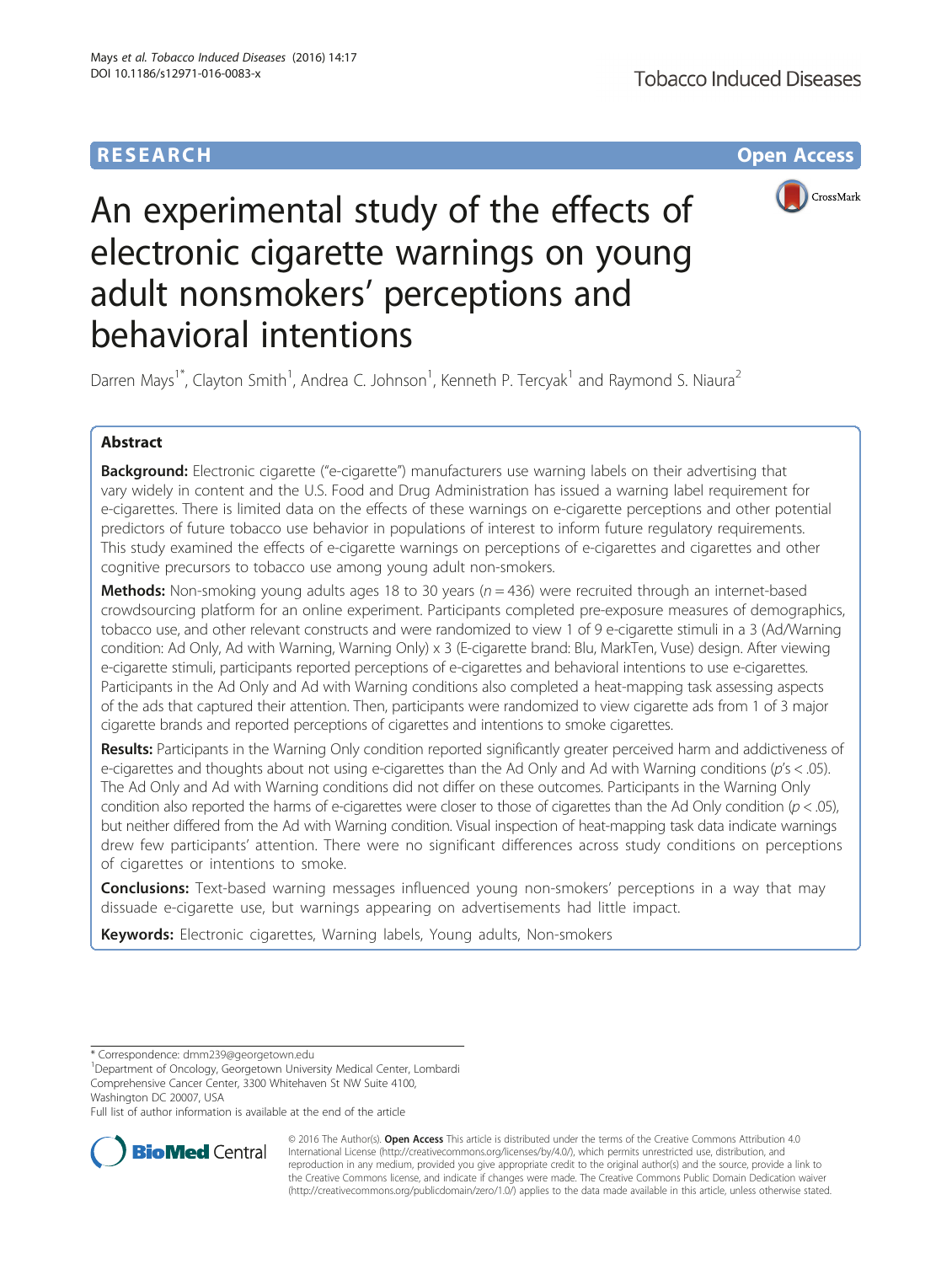RESEARCH

Open Access

# An experimental study of the effects of electronic cigarette warnings on young adult nonsmokers' perceptions and behavioral intentions

Darren Mays[1*], Clayton Smith[1], Andrea C. Johnson[1], Kenneth P. Tercyak[1] and Raymond S. Niaura[2]

## Abstract

**Background:** Electronic cigarette ("e-cigarette") manufacturers use warning labels on their advertising that vary widely in content and the U.S. Food and Drug Administration has issued a warning label requirement for e-cigarettes. There is limited data on the effects of these warnings on e-cigarette perceptions and other potential predictors of future tobacco use behavior in populations of interest to inform future regulatory requirements. This study examined the effects of e-cigarette warnings on perceptions of e-cigarettes and cigarettes and other cognitive precursors to tobacco use among young adult non-smokers.

**Methods:** Non-smoking young adults ages 18 to 30 years ($n = 436$) were recruited through an internet-based crowdsourcing platform for an online experiment. Participants completed pre-exposure measures of demographics, tobacco use, and other relevant constructs and were randomized to view 1 of 9 e-cigarette stimuli in a 3 (Ad/Warning condition: Ad Only, Ad with Warning, Warning Only) x 3 (E-cigarette brand: Blu, MarkTen, Vuse) design. After viewing e-cigarette stimuli, participants reported perceptions of e-cigarettes and behavioral intentions to use e-cigarettes. Participants in the Ad Only and Ad with Warning conditions also completed a heat-mapping task assessing aspects of the ads that captured their attention. Then, participants were randomized to view cigarette ads from 1 of 3 major cigarette brands and reported perceptions of cigarettes and intentions to smoke cigarettes.

**Results:** Participants in the Warning Only condition reported significantly greater perceived harm and addictiveness of e-cigarettes and thoughts about not using e-cigarettes than the Ad Only and Ad with Warning conditions ($p$'s < .05). The Ad Only and Ad with Warning conditions did not differ on these outcomes. Participants in the Warning Only condition also reported the harms of e-cigarettes were closer to those of cigarettes than the Ad Only condition ($p < .05$), but neither differed from the Ad with Warning condition. Visual inspection of heat-mapping task data indicate warnings drew few participants' attention. There were no significant differences across study conditions on perceptions of cigarettes or intentions to smoke.

**Conclusions:** Text-based warning messages influenced young non-smokers' perceptions in a way that may dissuade e-cigarette use, but warnings appearing on advertisements had little impact.

**Keywords:** Electronic cigarettes, Warning labels, Young adults, Non-smokers

\* Correspondence: dmm239@georgetown.edu

[1]Department of Oncology, Georgetown University Medical Center, Lombardi Comprehensive Cancer Center, 3300 Whitehaven St NW Suite 4100, Washington DC 20007, USA

Full list of author information is available at the end of the article

© 2016 The Author(s). **Open Access** This article is distributed under the terms of the Creative Commons Attribution 4.0 International License (http://creativecommons.org/licenses/by/4.0/), which permits unrestricted use, distribution, and reproduction in any medium, provided you give appropriate credit to the original author(s) and the source, provide a link to the Creative Commons license, and indicate if changes were made. The Creative Commons Public Domain Dedication waiver (http://creativecommons.org/publicdomain/zero/1.0/) applies to the data made available in this article, unless otherwise stated.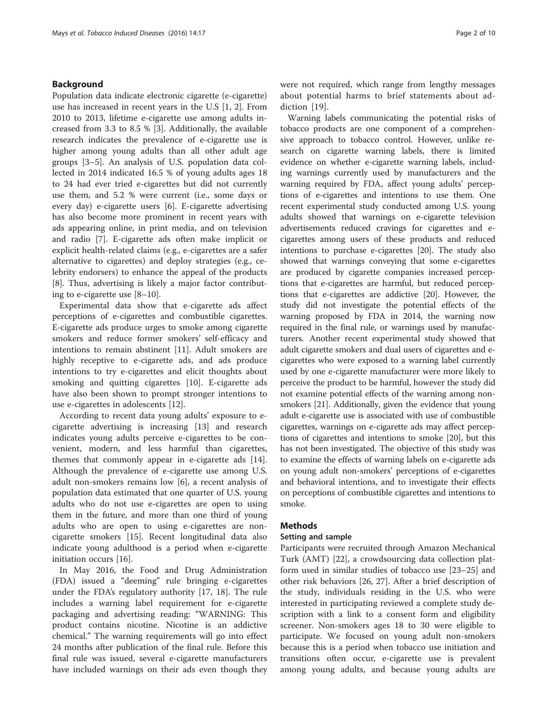## Background

Population data indicate electronic cigarette (e-cigarette) use has increased in recent years in the U.S [1, 2]. From 2010 to 2013, lifetime e-cigarette use among adults increased from 3.3 to 8.5 % [3]. Additionally, the available research indicates the prevalence of e-cigarette use is higher among young adults than all other adult age groups [3–5]. An analysis of U.S. population data collected in 2014 indicated 16.5 % of young adults ages 18 to 24 had ever tried e-cigarettes but did not currently use them, and 5.2 % were current (i.e., some days or every day) e-cigarette users [6]. E-cigarette advertising has also become more prominent in recent years with ads appearing online, in print media, and on television and radio [7]. E-cigarette ads often make implicit or explicit health-related claims (e.g., e-cigarettes are a safer alternative to cigarettes) and deploy strategies (e.g., celebrity endorsers) to enhance the appeal of the products [8]. Thus, advertising is likely a major factor contributing to e-cigarette use [8–10].

Experimental data show that e-cigarette ads affect perceptions of e-cigarettes and combustible cigarettes. E-cigarette ads produce urges to smoke among cigarette smokers and reduce former smokers' self-efficacy and intentions to remain abstinent [11]. Adult smokers are highly receptive to e-cigarette ads, and ads produce intentions to try e-cigarettes and elicit thoughts about smoking and quitting cigarettes [10]. E-cigarette ads have also been shown to prompt stronger intentions to use e-cigarettes in adolescents [12].

According to recent data young adults' exposure to e-cigarette advertising is increasing [13] and research indicates young adults perceive e-cigarettes to be convenient, modern, and less harmful than cigarettes, themes that commonly appear in e-cigarette ads [14]. Although the prevalence of e-cigarette use among U.S. adult non-smokers remains low [6], a recent analysis of population data estimated that one quarter of U.S. young adults who do not use e-cigarettes are open to using them in the future, and more than one third of young adults who are open to using e-cigarettes are non-cigarette smokers [15]. Recent longitudinal data also indicate young adulthood is a period when e-cigarette initiation occurs [16].

In May 2016, the Food and Drug Administration (FDA) issued a "deeming" rule bringing e-cigarettes under the FDA's regulatory authority [17, 18]. The rule includes a warning label requirement for e-cigarette packaging and advertising reading: "WARNING: This product contains nicotine. Nicotine is an addictive chemical." The warning requirements will go into effect 24 months after publication of the final rule. Before this final rule was issued, several e-cigarette manufacturers have included warnings on their ads even though they were not required, which range from lengthy messages about potential harms to brief statements about addiction [19].

Warning labels communicating the potential risks of tobacco products are one component of a comprehensive approach to tobacco control. However, unlike research on cigarette warning labels, there is limited evidence on whether e-cigarette warning labels, including warnings currently used by manufacturers and the warning required by FDA, affect young adults' perceptions of e-cigarettes and intentions to use them. One recent experimental study conducted among U.S. young adults showed that warnings on e-cigarette television advertisements reduced cravings for cigarettes and e-cigarettes among users of these products and reduced intentions to purchase e-cigarettes [20]. The study also showed that warnings conveying that some e-cigarettes are produced by cigarette companies increased perceptions that e-cigarettes are harmful, but reduced perceptions that e-cigarettes are addictive [20]. However, the study did not investigate the potential effects of the warning proposed by FDA in 2014, the warning now required in the final rule, or warnings used by manufacturers. Another recent experimental study showed that adult cigarette smokers and dual users of cigarettes and e-cigarettes who were exposed to a warning label currently used by one e-cigarette manufacturer were more likely to perceive the product to be harmful, however the study did not examine potential effects of the warning among non-smokers [21]. Additionally, given the evidence that young adult e-cigarette use is associated with use of combustible cigarettes, warnings on e-cigarette ads may affect perceptions of cigarettes and intentions to smoke [20], but this has not been investigated. The objective of this study was to examine the effects of warning labels on e-cigarette ads on young adult non-smokers' perceptions of e-cigarettes and behavioral intentions, and to investigate their effects on perceptions of combustible cigarettes and intentions to smoke.

## Methods

### Setting and sample

Participants were recruited through Amazon Mechanical Turk (AMT) [22], a crowdsourcing data collection platform used in similar studies of tobacco use [23–25] and other risk behaviors [26, 27]. After a brief description of the study, individuals residing in the U.S. who were interested in participating reviewed a complete study description with a link to a consent form and eligibility screener. Non-smokers ages 18 to 30 were eligible to participate. We focused on young adult non-smokers because this is a period when tobacco use initiation and transitions often occur, e-cigarette use is prevalent among young adults, and because young adults are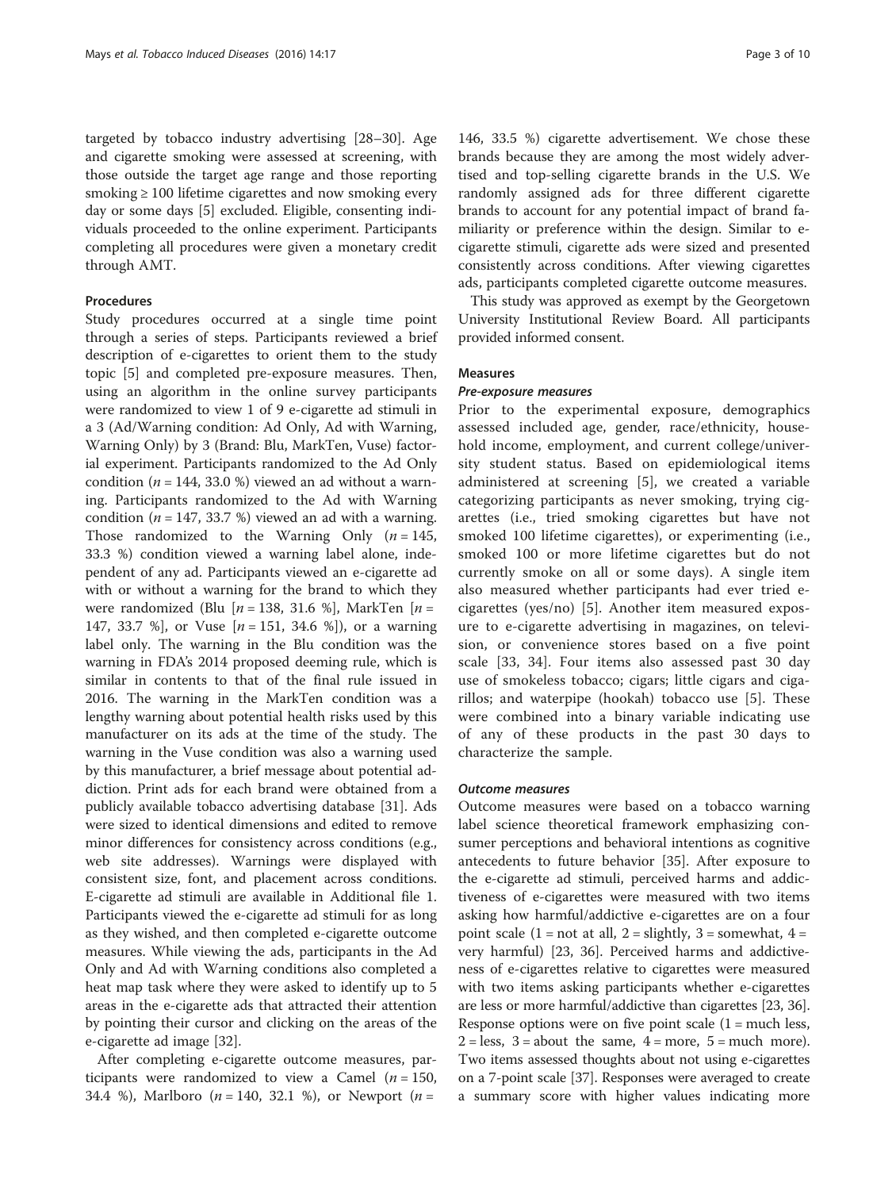targeted by tobacco industry advertising [28–30]. Age and cigarette smoking were assessed at screening, with those outside the target age range and those reporting smoking ≥ 100 lifetime cigarettes and now smoking every day or some days [5] excluded. Eligible, consenting individuals proceeded to the online experiment. Participants completing all procedures were given a monetary credit through AMT.

### Procedures

Study procedures occurred at a single time point through a series of steps. Participants reviewed a brief description of e-cigarettes to orient them to the study topic [5] and completed pre-exposure measures. Then, using an algorithm in the online survey participants were randomized to view 1 of 9 e-cigarette ad stimuli in a 3 (Ad/Warning condition: Ad Only, Ad with Warning, Warning Only) by 3 (Brand: Blu, MarkTen, Vuse) factorial experiment. Participants randomized to the Ad Only condition ($n = 144$, 33.0 %) viewed an ad without a warning. Participants randomized to the Ad with Warning condition ($n = 147$, 33.7 %) viewed an ad with a warning. Those randomized to the Warning Only ($n = 145$, 33.3 %) condition viewed a warning label alone, independent of any ad. Participants viewed an e-cigarette ad with or without a warning for the brand to which they were randomized (Blu [$n = 138$, 31.6 %], MarkTen [$n = 147$, 33.7 %], or Vuse [$n = 151$, 34.6 %]), or a warning label only. The warning in the Blu condition was the warning in FDA's 2014 proposed deeming rule, which is similar in contents to that of the final rule issued in 2016. The warning in the MarkTen condition was a lengthy warning about potential health risks used by this manufacturer on its ads at the time of the study. The warning in the Vuse condition was also a warning used by this manufacturer, a brief message about potential addiction. Print ads for each brand were obtained from a publicly available tobacco advertising database [31]. Ads were sized to identical dimensions and edited to remove minor differences for consistency across conditions (e.g., web site addresses). Warnings were displayed with consistent size, font, and placement across conditions. E-cigarette ad stimuli are available in Additional file 1. Participants viewed the e-cigarette ad stimuli for as long as they wished, and then completed e-cigarette outcome measures. While viewing the ads, participants in the Ad Only and Ad with Warning conditions also completed a heat map task where they were asked to identify up to 5 areas in the e-cigarette ads that attracted their attention by pointing their cursor and clicking on the areas of the e-cigarette ad image [32].

After completing e-cigarette outcome measures, participants were randomized to view a Camel ($n = 150$, 34.4 %), Marlboro ($n = 140$, 32.1 %), or Newport ($n = 146$, 33.5 %) cigarette advertisement. We chose these brands because they are among the most widely advertised and top-selling cigarette brands in the U.S. We randomly assigned ads for three different cigarette brands to account for any potential impact of brand familiarity or preference within the design. Similar to e-cigarette stimuli, cigarette ads were sized and presented consistently across conditions. After viewing cigarettes ads, participants completed cigarette outcome measures.

This study was approved as exempt by the Georgetown University Institutional Review Board. All participants provided informed consent.

### Measures

#### *Pre-exposure measures*

Prior to the experimental exposure, demographics assessed included age, gender, race/ethnicity, household income, employment, and current college/university student status. Based on epidemiological items administered at screening [5], we created a variable categorizing participants as never smoking, trying cigarettes (i.e., tried smoking cigarettes but have not smoked 100 lifetime cigarettes), or experimenting (i.e., smoked 100 or more lifetime cigarettes but do not currently smoke on all or some days). A single item also measured whether participants had ever tried e-cigarettes (yes/no) [5]. Another item measured exposure to e-cigarette advertising in magazines, on television, or convenience stores based on a five point scale [33, 34]. Four items also assessed past 30 day use of smokeless tobacco; cigars; little cigars and cigarillos; and waterpipe (hookah) tobacco use [5]. These were combined into a binary variable indicating use of any of these products in the past 30 days to characterize the sample.

#### *Outcome measures*

Outcome measures were based on a tobacco warning label science theoretical framework emphasizing consumer perceptions and behavioral intentions as cognitive antecedents to future behavior [35]. After exposure to the e-cigarette ad stimuli, perceived harms and addictiveness of e-cigarettes were measured with two items asking how harmful/addictive e-cigarettes are on a four point scale (1 = not at all, 2 = slightly, 3 = somewhat, 4 = very harmful) [23, 36]. Perceived harms and addictiveness of e-cigarettes relative to cigarettes were measured with two items asking participants whether e-cigarettes are less or more harmful/addictive than cigarettes [23, 36]. Response options were on five point scale (1 = much less, 2 = less, 3 = about the same, 4 = more, 5 = much more). Two items assessed thoughts about not using e-cigarettes on a 7-point scale [37]. Responses were averaged to create a summary score with higher values indicating more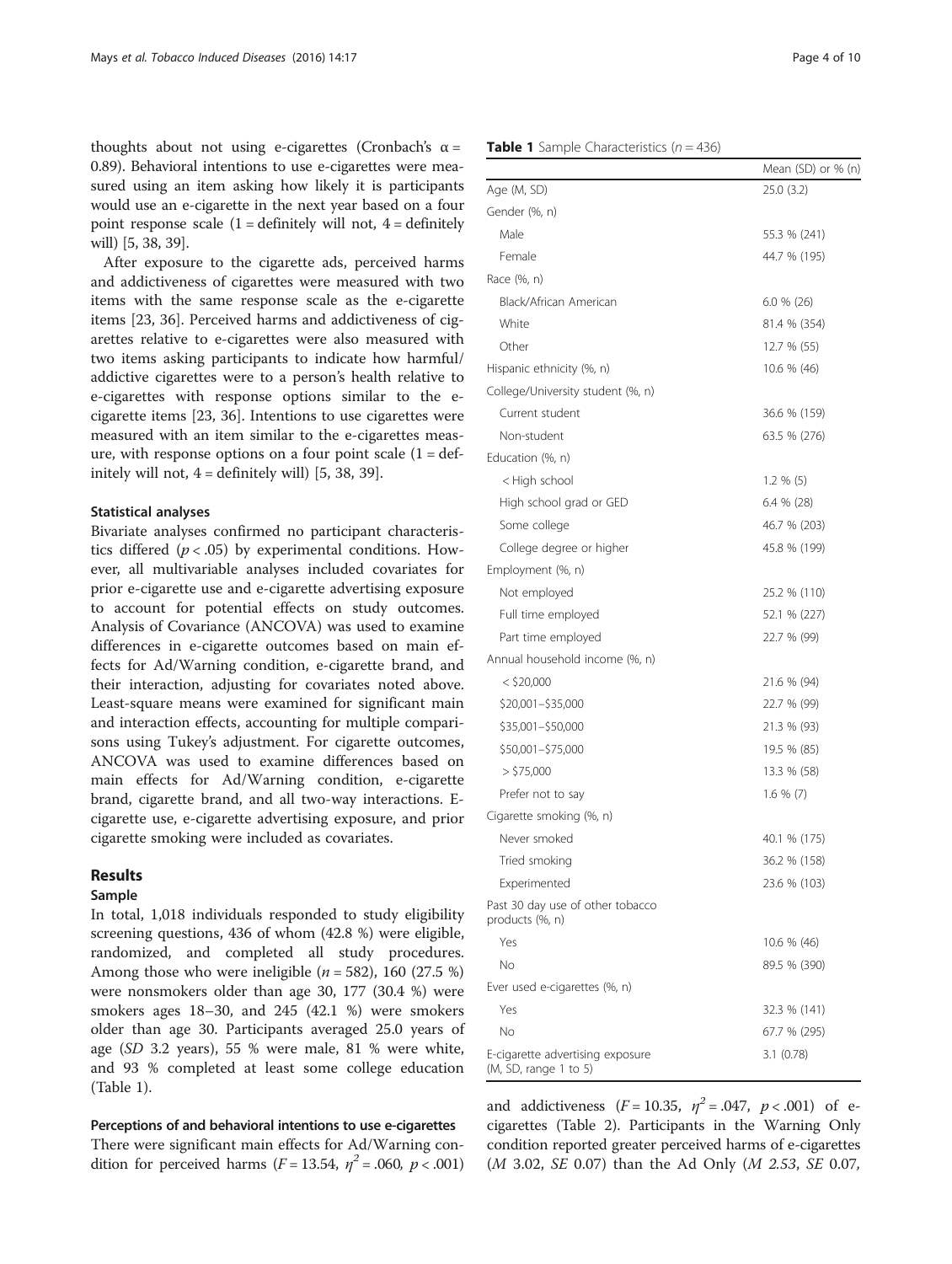thoughts about not using e-cigarettes (Cronbach's $\alpha$ = 0.89). Behavioral intentions to use e-cigarettes were measured using an item asking how likely it is participants would use an e-cigarette in the next year based on a four point response scale (1 = definitely will not, 4 = definitely will) [5, 38, 39].

After exposure to the cigarette ads, perceived harms and addictiveness of cigarettes were measured with two items with the same response scale as the e-cigarette items [23, 36]. Perceived harms and addictiveness of cigarettes relative to e-cigarettes were also measured with two items asking participants to indicate how harmful/addictive cigarettes were to a person's health relative to e-cigarettes with response options similar to the e-cigarette items [23, 36]. Intentions to use cigarettes were measured with an item similar to the e-cigarettes measure, with response options on a four point scale (1 = definitely will not, 4 = definitely will) [5, 38, 39].

### Statistical analyses

Bivariate analyses confirmed no participant characteristics differed ($p < .05$) by experimental conditions. However, all multivariable analyses included covariates for prior e-cigarette use and e-cigarette advertising exposure to account for potential effects on study outcomes. Analysis of Covariance (ANCOVA) was used to examine differences in e-cigarette outcomes based on main effects for Ad/Warning condition, e-cigarette brand, and their interaction, adjusting for covariates noted above. Least-square means were examined for significant main and interaction effects, accounting for multiple comparisons using Tukey's adjustment. For cigarette outcomes, ANCOVA was used to examine differences based on main effects for Ad/Warning condition, e-cigarette brand, cigarette brand, and all two-way interactions. E-cigarette use, e-cigarette advertising exposure, and prior cigarette smoking were included as covariates.

## Results

### Sample

In total, 1,018 individuals responded to study eligibility screening questions, 436 of whom (42.8 %) were eligible, randomized, and completed all study procedures. Among those who were ineligible ($n$ = 582), 160 (27.5 %) were nonsmokers older than age 30, 177 (30.4 %) were smokers ages 18–30, and 245 (42.1 %) were smokers older than age 30. Participants averaged 25.0 years of age ($SD$ 3.2 years), 55 % were male, 81 % were white, and 93 % completed at least some college education (Table 1).

**Table 1** Sample Characteristics ($n$ = 436)

| | Mean (SD) or % (n) |
|---|---|
| Age (M, SD) | 25.0 (3.2) |
| Gender (%, n) | |
| Male | 55.3 % (241) |
| Female | 44.7 % (195) |
| Race (%, n) | |
| Black/African American | 6.0 % (26) |
| White | 81.4 % (354) |
| Other | 12.7 % (55) |
| Hispanic ethnicity (%, n) | 10.6 % (46) |
| College/University student (%, n) | |
| Current student | 36.6 % (159) |
| Non-student | 63.5 % (276) |
| Education (%, n) | |
| < High school | 1.2 % (5) |
| High school grad or GED | 6.4 % (28) |
| Some college | 46.7 % (203) |
| College degree or higher | 45.8 % (199) |
| Employment (%, n) | |
| Not employed | 25.2 % (110) |
| Full time employed | 52.1 % (227) |
| Part time employed | 22.7 % (99) |
| Annual household income (%, n) | |
| < $20,000 | 21.6 % (94) |
| $20,001–$35,000 | 22.7 % (99) |
| $35,001–$50,000 | 21.3 % (93) |
| $50,001–$75,000 | 19.5 % (85) |
| > $75,000 | 13.3 % (58) |
| Prefer not to say | 1.6 % (7) |
| Cigarette smoking (%, n) | |
| Never smoked | 40.1 % (175) |
| Tried smoking | 36.2 % (158) |
| Experimented | 23.6 % (103) |
| Past 30 day use of other tobacco products (%, n) | |
| Yes | 10.6 % (46) |
| No | 89.5 % (390) |
| Ever used e-cigarettes (%, n) | |
| Yes | 32.3 % (141) |
| No | 67.7 % (295) |
| E-cigarette advertising exposure (M, SD, range 1 to 5) | 3.1 (0.78) |

### Perceptions of and behavioral intentions to use e-cigarettes

There were significant main effects for Ad/Warning condition for perceived harms ($F = 13.54$, $\eta^2 = .060$, $p < .001$) and addictiveness ($F = 10.35$, $\eta^2 = .047$, $p < .001$) of e-cigarettes (Table 2). Participants in the Warning Only condition reported greater perceived harms of e-cigarettes ($M$ 3.02, $SE$ 0.07) than the Ad Only ($M$ 2.53, $SE$ 0.07,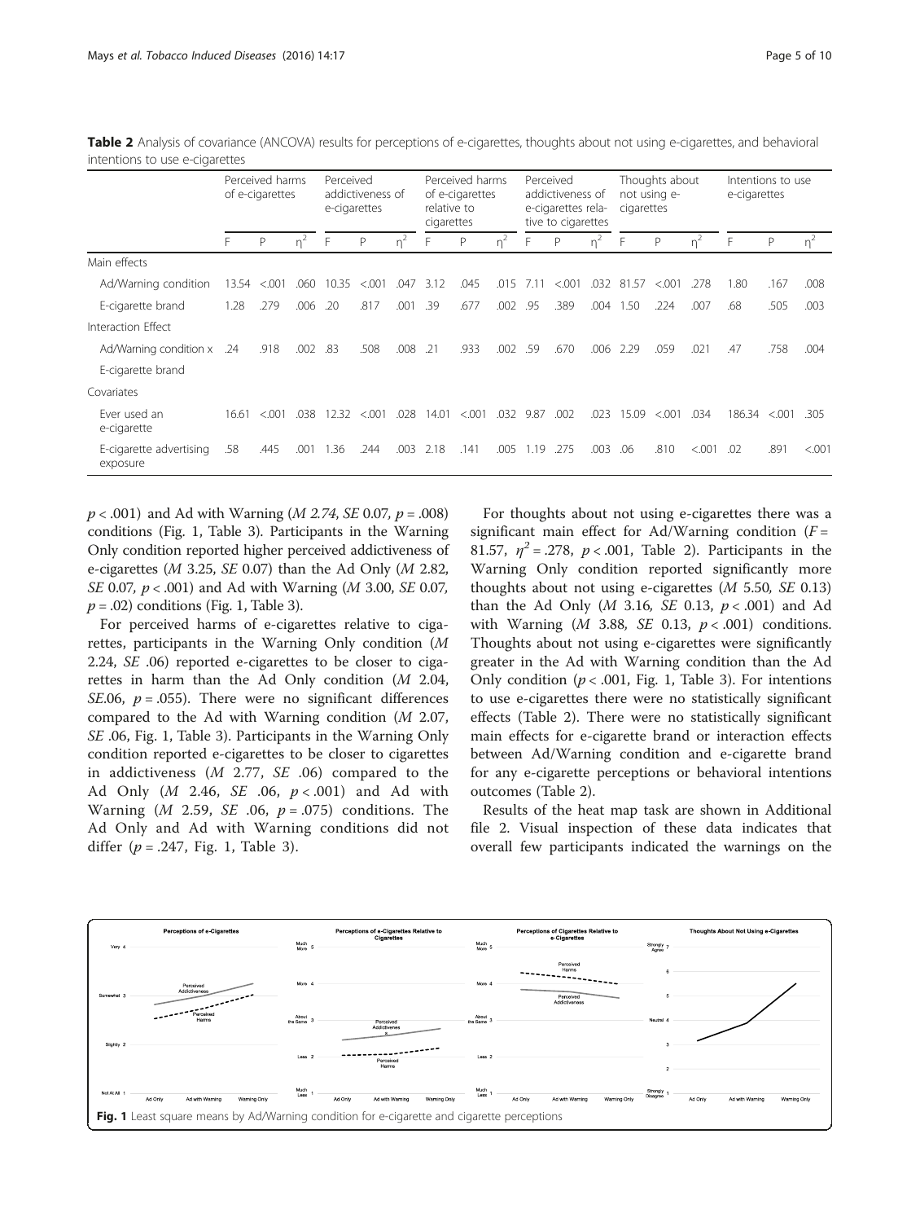**Table 2** Analysis of covariance (ANCOVA) results for perceptions of e-cigarettes, thoughts about not using e-cigarettes, and behavioral intentions to use e-cigarettes

| | Perceived harms of e-cigarettes | | | Perceived addictiveness of e-cigarettes | | | Perceived harms of e-cigarettes relative to cigarettes | | | Perceived addictiveness of e-cigarettes relative to cigarettes | | | Thoughts about not using e-cigarettes | | | Intentions to use e-cigarettes | | |
|---|---|---|---|---|---|---|---|---|---|---|---|---|---|---|---|---|---|---|
| | F | P | $\eta^2$ | F | P | $\eta^2$ | F | P | $\eta^2$ | F | P | $\eta^2$ | F | P | $\eta^2$ | F | P | $\eta^2$ |
| Main effects | | | | | | | | | | | | | | | | | | |
| Ad/Warning condition | 13.54 | <.001 | .060 | 10.35 | <.001 | .047 | 3.12 | .045 | .015 | 7.11 | <.001 | .032 | 81.57 | <.001 | .278 | 1.80 | .167 | .008 |
| E-cigarette brand | 1.28 | .279 | .006 | .20 | .817 | .001 | .39 | .677 | .002 | .95 | .389 | .004 | 1.50 | .224 | .007 | .68 | .505 | .003 |
| Interaction Effect | | | | | | | | | | | | | | | | | | |
| Ad/Warning condition x E-cigarette brand | .24 | .918 | .002 | .83 | .508 | .008 | .21 | .933 | .002 | .59 | .670 | .006 | 2.29 | .059 | .021 | .47 | .758 | .004 |
| Covariates | | | | | | | | | | | | | | | | | | |
| Ever used an e-cigarette | 16.61 | <.001 | .038 | 12.32 | <.001 | .028 | 14.01 | <.001 | .032 | 9.87 | .002 | .023 | 15.09 | <.001 | .034 | 186.34 | <.001 | .305 |
| E-cigarette advertising exposure | .58 | .445 | .001 | 1.36 | .244 | .003 | 2.18 | .141 | .005 | 1.19 | .275 | .003 | .06 | .810 | <.001 | .02 | .891 | <.001 |

$p < .001$) and Ad with Warning (*M* 2.74, *SE* 0.07, $p = .008$) conditions (Fig. 1, Table 3). Participants in the Warning Only condition reported higher perceived addictiveness of e-cigarettes (*M* 3.25, *SE* 0.07) than the Ad Only (*M* 2.82, *SE* 0.07, $p < .001$) and Ad with Warning (*M* 3.00, *SE* 0.07, $p = .02$) conditions (Fig. 1, Table 3).

For perceived harms of e-cigarettes relative to cigarettes, participants in the Warning Only condition (*M* 2.24, *SE* .06) reported e-cigarettes to be closer to cigarettes in harm than the Ad Only condition (*M* 2.04, *SE*.06, $p = .055$). There were no significant differences compared to the Ad with Warning condition (*M* 2.07, *SE* .06, Fig. 1, Table 3). Participants in the Warning Only condition reported e-cigarettes to be closer to cigarettes in addictiveness (*M* 2.77, *SE* .06) compared to the Ad Only (*M* 2.46, *SE* .06, $p < .001$) and Ad with Warning (*M* 2.59, *SE* .06, $p = .075$) conditions. The Ad Only and Ad with Warning conditions did not differ ($p = .247$, Fig. 1, Table 3).

For thoughts about not using e-cigarettes there was a significant main effect for Ad/Warning condition ($F = 81.57$, $\eta^2 = .278$, $p < .001$, Table 2). Participants in the Warning Only condition reported significantly more thoughts about not using e-cigarettes (*M* 5.50, *SE* 0.13) than the Ad Only (*M* 3.16, *SE* 0.13, $p < .001$) and Ad with Warning (*M* 3.88, *SE* 0.13, $p < .001$) conditions. Thoughts about not using e-cigarettes were significantly greater in the Ad with Warning condition than the Ad Only condition ($p < .001$, Fig. 1, Table 3). For intentions to use e-cigarettes there were no statistically significant effects (Table 2). There were no statistically significant main effects for e-cigarette brand or interaction effects between Ad/Warning condition and e-cigarette brand for any e-cigarette perceptions or behavioral intentions outcomes (Table 2).

Results of the heat map task are shown in Additional file 2. Visual inspection of these data indicates that overall few participants indicated the warnings on the

**Fig. 1** Least square means by Ad/Warning condition for e-cigarette and cigarette perceptions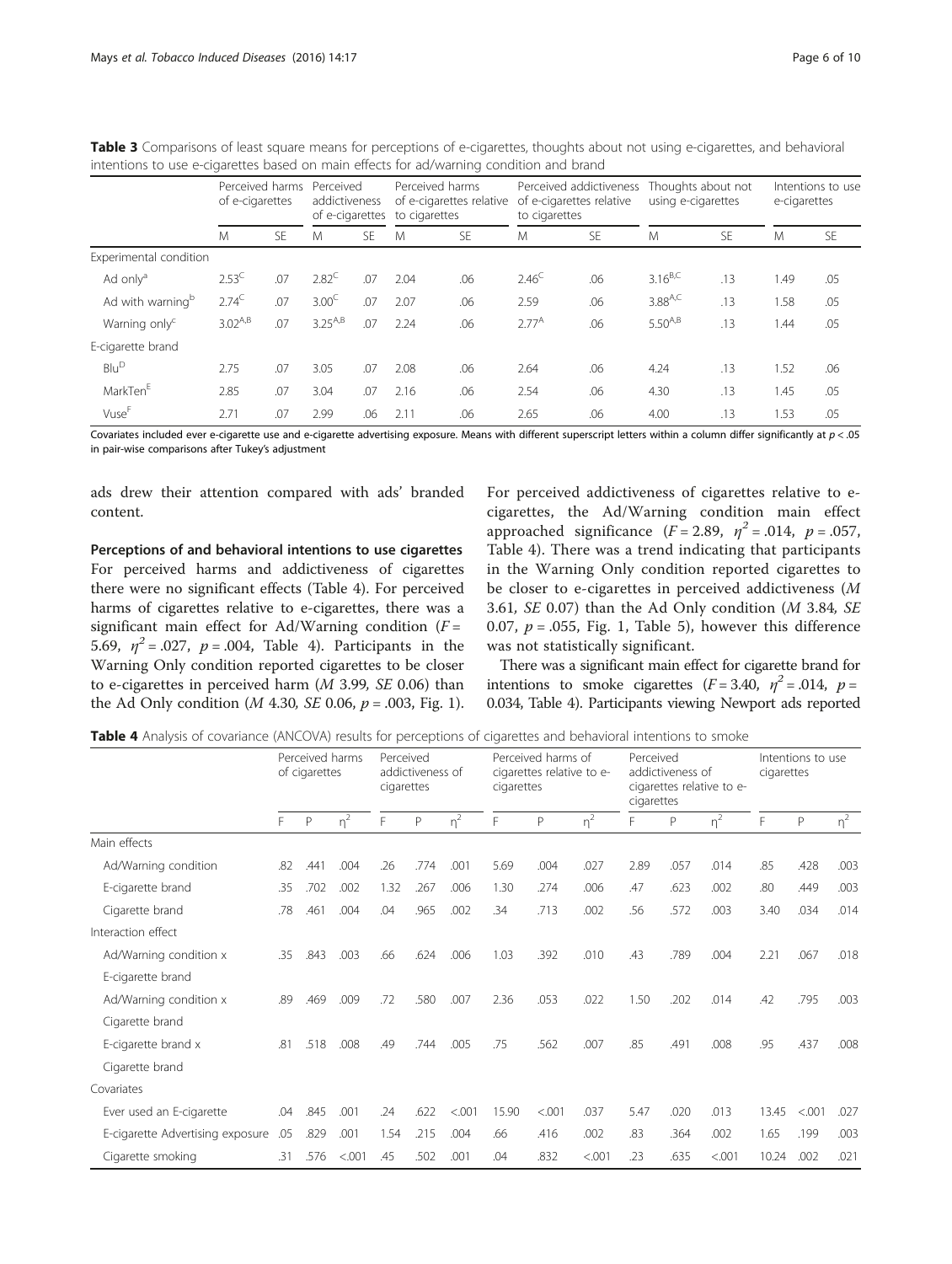**Table 3** Comparisons of least square means for perceptions of e-cigarettes, thoughts about not using e-cigarettes, and behavioral intentions to use e-cigarettes based on main effects for ad/warning condition and brand

| | Perceived harms of e-cigarettes | | Perceived addictiveness of e-cigarettes | | Perceived harms of e-cigarettes relative to cigarettes | | Perceived addictiveness of e-cigarettes relative to cigarettes | | Thoughts about not using e-cigarettes | | Intentions to use e-cigarettes | |
|---|---|---|---|---|---|---|---|---|---|---|---|---|
| | M | SE | M | SE | M | SE | M | SE | M | SE | M | SE |
| Experimental condition | | | | | | | | | | | | |
| Ad only[a] | 2.53[C] | .07 | 2.82[C] | .07 | 2.04 | .06 | 2.46[C] | .06 | 3.16[B,C] | .13 | 1.49 | .05 |
| Ad with warning[b] | 2.74[C] | .07 | 3.00[C] | .07 | 2.07 | .06 | 2.59 | .06 | 3.88[A,C] | .13 | 1.58 | .05 |
| Warning only[c] | 3.02[A,B] | .07 | 3.25[A,B] | .07 | 2.24 | .06 | 2.77[A] | .06 | 5.50[A,B] | .13 | 1.44 | .05 |
| E-cigarette brand | | | | | | | | | | | | |
| Blu[D] | 2.75 | .07 | 3.05 | .07 | 2.08 | .06 | 2.64 | .06 | 4.24 | .13 | 1.52 | .06 |
| MarkTen[E] | 2.85 | .07 | 3.04 | .07 | 2.16 | .06 | 2.54 | .06 | 4.30 | .13 | 1.45 | .05 |
| Vuse[F] | 2.71 | .07 | 2.99 | .06 | 2.11 | .06 | 2.65 | .06 | 4.00 | .13 | 1.53 | .05 |

Covariates included ever e-cigarette use and e-cigarette advertising exposure. Means with different superscript letters within a column differ significantly at $p < .05$ in pair-wise comparisons after Tukey's adjustment

ads drew their attention compared with ads' branded content.

#### Perceptions of and behavioral intentions to use cigarettes

For perceived harms and addictiveness of cigarettes there were no significant effects (Table 4). For perceived harms of cigarettes relative to e-cigarettes, there was a significant main effect for Ad/Warning condition ($F = 5.69$, $\eta^2 = .027$, $p = .004$, Table 4). Participants in the Warning Only condition reported cigarettes to be closer to e-cigarettes in perceived harm (*M* 3.99, *SE* 0.06) than the Ad Only condition (*M* 4.30, *SE* 0.06, $p = .003$, Fig. 1). For perceived addictiveness of cigarettes relative to e-cigarettes, the Ad/Warning condition main effect approached significance ($F = 2.89$, $\eta^2 = .014$, $p = .057$, Table 4). There was a trend indicating that participants in the Warning Only condition reported cigarettes to be closer to e-cigarettes in perceived addictiveness (*M* 3.61, *SE* 0.07) than the Ad Only condition (*M* 3.84, *SE* 0.07, $p = .055$, Fig. 1, Table 5), however this difference was not statistically significant.

There was a significant main effect for cigarette brand for intentions to smoke cigarettes ($F = 3.40$, $\eta^2 = .014$, $p = 0.034$, Table 4). Participants viewing Newport ads reported

**Table 4** Analysis of covariance (ANCOVA) results for perceptions of cigarettes and behavioral intentions to smoke

| | Perceived harms of cigarettes | | | Perceived addictiveness of cigarettes | | | Perceived harms of cigarettes relative to e-cigarettes | | | Perceived addictiveness of cigarettes relative to e-cigarettes | | | Intentions to use cigarettes | | |
|---|---|---|---|---|---|---|---|---|---|---|---|---|---|---|---|
| | F | P | $\eta^2$ | F | P | $\eta^2$ | F | P | $\eta^2$ | F | P | $\eta^2$ | F | P | $\eta^2$ |
| Main effects | | | | | | | | | | | | | | | |
| Ad/Warning condition | .82 | .441 | .004 | .26 | .774 | .001 | 5.69 | .004 | .027 | 2.89 | .057 | .014 | .85 | .428 | .003 |
| E-cigarette brand | .35 | .702 | .002 | 1.32 | .267 | .006 | 1.30 | .274 | .006 | .47 | .623 | .002 | .80 | .449 | .003 |
| Cigarette brand | .78 | .461 | .004 | .04 | .965 | .002 | .34 | .713 | .002 | .56 | .572 | .003 | 3.40 | .034 | .014 |
| Interaction effect | | | | | | | | | | | | | | | |
| Ad/Warning condition x E-cigarette brand | .35 | .843 | .003 | .66 | .624 | .006 | 1.03 | .392 | .010 | .43 | .789 | .004 | 2.21 | .067 | .018 |
| Ad/Warning condition x Cigarette brand | .89 | .469 | .009 | .72 | .580 | .007 | 2.36 | .053 | .022 | 1.50 | .202 | .014 | .42 | .795 | .003 |
| E-cigarette brand x Cigarette brand | .81 | .518 | .008 | .49 | .744 | .005 | .75 | .562 | .007 | .85 | .491 | .008 | .95 | .437 | .008 |
| Covariates | | | | | | | | | | | | | | | |
| Ever used an E-cigarette | .04 | .845 | .001 | .24 | .622 | <.001 | 15.90 | <.001 | .037 | 5.47 | .020 | .013 | 13.45 | <.001 | .027 |
| E-cigarette Advertising exposure | .05 | .829 | .001 | 1.54 | .215 | .004 | .66 | .416 | .002 | .83 | .364 | .002 | 1.65 | .199 | .003 |
| Cigarette smoking | .31 | .576 | <.001 | .45 | .502 | .001 | .04 | .832 | <.001 | .23 | .635 | <.001 | 10.24 | .002 | .021 |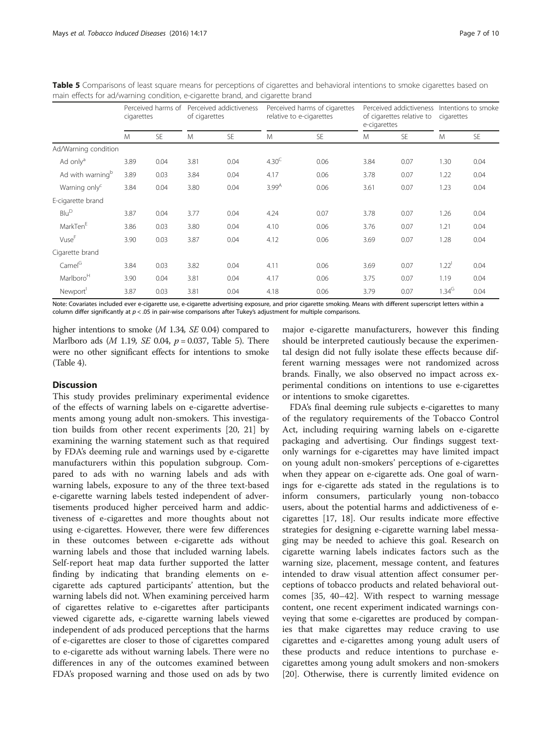**Table 5** Comparisons of least square means for perceptions of cigarettes and behavioral intentions to smoke cigarettes based on main effects for ad/warning condition, e-cigarette brand, and cigarette brand

| | Perceived harms of cigarettes | | Perceived addictiveness of cigarettes | | Perceived harms of cigarettes relative to e-cigarettes | | Perceived addictiveness of cigarettes relative to e-cigarettes | | Intentions to smoke cigarettes | |
|---|---|---|---|---|---|---|---|---|---|---|
| | M | SE | M | SE | M | SE | M | SE | M | SE |
| Ad/Warning condition | | | | | | | | | | |
| Ad only[a] | 3.89 | 0.04 | 3.81 | 0.04 | 4.30[C] | 0.06 | 3.84 | 0.07 | 1.30 | 0.04 |
| Ad with warning[b] | 3.89 | 0.03 | 3.84 | 0.04 | 4.17 | 0.06 | 3.78 | 0.07 | 1.22 | 0.04 |
| Warning only[c] | 3.84 | 0.04 | 3.80 | 0.04 | 3.99[A] | 0.06 | 3.61 | 0.07 | 1.23 | 0.04 |
| E-cigarette brand | | | | | | | | | | |
| Blu[D] | 3.87 | 0.04 | 3.77 | 0.04 | 4.24 | 0.07 | 3.78 | 0.07 | 1.26 | 0.04 |
| MarkTen[E] | 3.86 | 0.03 | 3.80 | 0.04 | 4.10 | 0.06 | 3.76 | 0.07 | 1.21 | 0.04 |
| Vuse[F] | 3.90 | 0.03 | 3.87 | 0.04 | 4.12 | 0.06 | 3.69 | 0.07 | 1.28 | 0.04 |
| Cigarette brand | | | | | | | | | | |
| Camel[G] | 3.84 | 0.03 | 3.82 | 0.04 | 4.11 | 0.06 | 3.69 | 0.07 | 1.22[I] | 0.04 |
| Marlboro[H] | 3.90 | 0.04 | 3.81 | 0.04 | 4.17 | 0.06 | 3.75 | 0.07 | 1.19 | 0.04 |
| Newport[I] | 3.87 | 0.03 | 3.81 | 0.04 | 4.18 | 0.06 | 3.79 | 0.07 | 1.34[G] | 0.04 |

Note: Covariates included ever e-cigarette use, e-cigarette advertising exposure, and prior cigarette smoking. Means with different superscript letters within a column differ significantly at $p < .05$ in pair-wise comparisons after Tukey's adjustment for multiple comparisons.

higher intentions to smoke (*M* 1.34, *SE* 0.04) compared to Marlboro ads (*M* 1.19, *SE* 0.04, $p = 0.037$, Table 5). There were no other significant effects for intentions to smoke (Table 4).

## Discussion

This study provides preliminary experimental evidence of the effects of warning labels on e-cigarette advertisements among young adult non-smokers. This investigation builds from other recent experiments [20, 21] by examining the warning statement such as that required by FDA's deeming rule and warnings used by e-cigarette manufacturers within this population subgroup. Compared to ads with no warning labels and ads with warning labels, exposure to any of the three text-based e-cigarette warning labels tested independent of advertisements produced higher perceived harm and addictiveness of e-cigarettes and more thoughts about not using e-cigarettes. However, there were few differences in these outcomes between e-cigarette ads without warning labels and those that included warning labels. Self-report heat map data further supported the latter finding by indicating that branding elements on e-cigarette ads captured participants' attention, but the warning labels did not. When examining perceived harm of cigarettes relative to e-cigarettes after participants viewed cigarette ads, e-cigarette warning labels viewed independent of ads produced perceptions that the harms of e-cigarettes are closer to those of cigarettes compared to e-cigarette ads without warning labels. There were no differences in any of the outcomes examined between FDA's proposed warning and those used on ads by two major e-cigarette manufacturers, however this finding should be interpreted cautiously because the experimental design did not fully isolate these effects because different warning messages were not randomized across brands. Finally, we also observed no impact across experimental conditions on intentions to use e-cigarettes or intentions to smoke cigarettes.

FDA's final deeming rule subjects e-cigarettes to many of the regulatory requirements of the Tobacco Control Act, including requiring warning labels on e-cigarette packaging and advertising. Our findings suggest text-only warnings for e-cigarettes may have limited impact on young adult non-smokers' perceptions of e-cigarettes when they appear on e-cigarette ads. One goal of warnings for e-cigarette ads stated in the regulations is to inform consumers, particularly young non-tobacco users, about the potential harms and addictiveness of e-cigarettes [17, 18]. Our results indicate more effective strategies for designing e-cigarette warning label messaging may be needed to achieve this goal. Research on cigarette warning labels indicates factors such as the warning size, placement, message content, and features intended to draw visual attention affect consumer perceptions of tobacco products and related behavioral outcomes [35, 40–42]. With respect to warning message content, one recent experiment indicated warnings conveying that some e-cigarettes are produced by companies that make cigarettes may reduce craving to use cigarettes and e-cigarettes among young adult users of these products and reduce intentions to purchase e-cigarettes among young adult smokers and non-smokers [20]. Otherwise, there is currently limited evidence on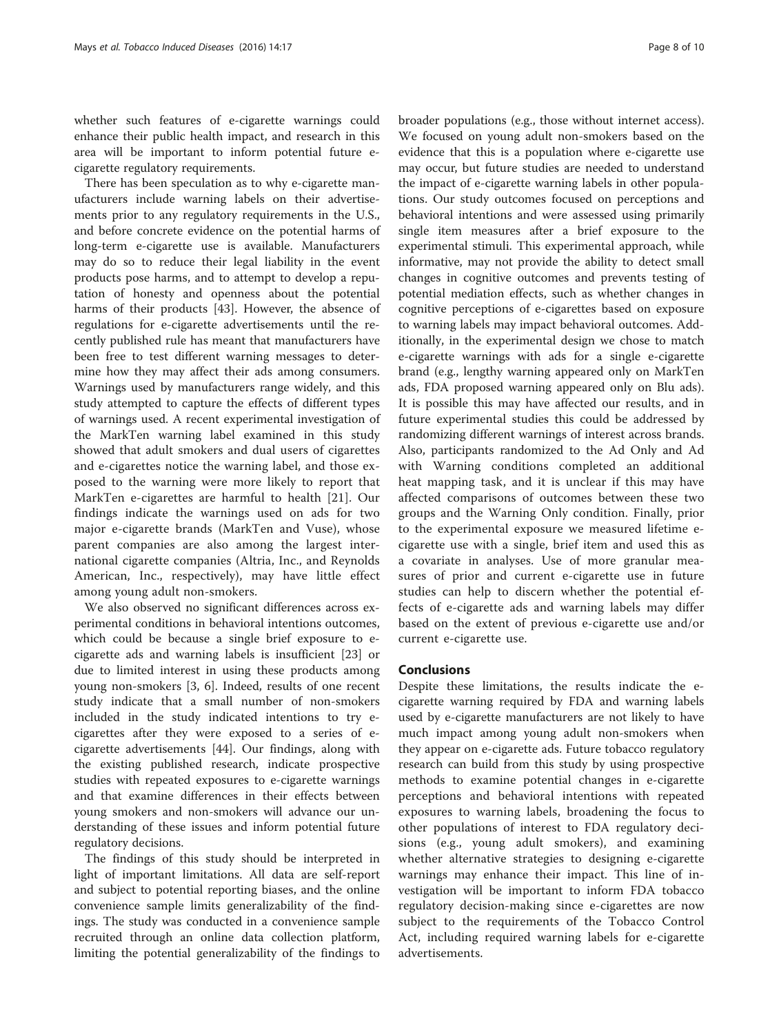whether such features of e-cigarette warnings could enhance their public health impact, and research in this area will be important to inform potential future e-cigarette regulatory requirements.

There has been speculation as to why e-cigarette manufacturers include warning labels on their advertisements prior to any regulatory requirements in the U.S., and before concrete evidence on the potential harms of long-term e-cigarette use is available. Manufacturers may do so to reduce their legal liability in the event products pose harms, and to attempt to develop a reputation of honesty and openness about the potential harms of their products [43]. However, the absence of regulations for e-cigarette advertisements until the recently published rule has meant that manufacturers have been free to test different warning messages to determine how they may affect their ads among consumers. Warnings used by manufacturers range widely, and this study attempted to capture the effects of different types of warnings used. A recent experimental investigation of the MarkTen warning label examined in this study showed that adult smokers and dual users of cigarettes and e-cigarettes notice the warning label, and those exposed to the warning were more likely to report that MarkTen e-cigarettes are harmful to health [21]. Our findings indicate the warnings used on ads for two major e-cigarette brands (MarkTen and Vuse), whose parent companies are also among the largest international cigarette companies (Altria, Inc., and Reynolds American, Inc., respectively), may have little effect among young adult non-smokers.

We also observed no significant differences across experimental conditions in behavioral intentions outcomes, which could be because a single brief exposure to e-cigarette ads and warning labels is insufficient [23] or due to limited interest in using these products among young non-smokers [3, 6]. Indeed, results of one recent study indicate that a small number of non-smokers included in the study indicated intentions to try e-cigarettes after they were exposed to a series of e-cigarette advertisements [44]. Our findings, along with the existing published research, indicate prospective studies with repeated exposures to e-cigarette warnings and that examine differences in their effects between young smokers and non-smokers will advance our understanding of these issues and inform potential future regulatory decisions.

The findings of this study should be interpreted in light of important limitations. All data are self-report and subject to potential reporting biases, and the online convenience sample limits generalizability of the findings. The study was conducted in a convenience sample recruited through an online data collection platform, limiting the potential generalizability of the findings to broader populations (e.g., those without internet access). We focused on young adult non-smokers based on the evidence that this is a population where e-cigarette use may occur, but future studies are needed to understand the impact of e-cigarette warning labels in other populations. Our study outcomes focused on perceptions and behavioral intentions and were assessed using primarily single item measures after a brief exposure to the experimental stimuli. This experimental approach, while informative, may not provide the ability to detect small changes in cognitive outcomes and prevents testing of potential mediation effects, such as whether changes in cognitive perceptions of e-cigarettes based on exposure to warning labels may impact behavioral outcomes. Additionally, in the experimental design we chose to match e-cigarette warnings with ads for a single e-cigarette brand (e.g., lengthy warning appeared only on MarkTen ads, FDA proposed warning appeared only on Blu ads). It is possible this may have affected our results, and in future experimental studies this could be addressed by randomizing different warnings of interest across brands. Also, participants randomized to the Ad Only and Ad with Warning conditions completed an additional heat mapping task, and it is unclear if this may have affected comparisons of outcomes between these two groups and the Warning Only condition. Finally, prior to the experimental exposure we measured lifetime e-cigarette use with a single, brief item and used this as a covariate in analyses. Use of more granular measures of prior and current e-cigarette use in future studies can help to discern whether the potential effects of e-cigarette ads and warning labels may differ based on the extent of previous e-cigarette use and/or current e-cigarette use.

## Conclusions

Despite these limitations, the results indicate the e-cigarette warning required by FDA and warning labels used by e-cigarette manufacturers are not likely to have much impact among young adult non-smokers when they appear on e-cigarette ads. Future tobacco regulatory research can build from this study by using prospective methods to examine potential changes in e-cigarette perceptions and behavioral intentions with repeated exposures to warning labels, broadening the focus to other populations of interest to FDA regulatory decisions (e.g., young adult smokers), and examining whether alternative strategies to designing e-cigarette warnings may enhance their impact. This line of investigation will be important to inform FDA tobacco regulatory decision-making since e-cigarettes are now subject to the requirements of the Tobacco Control Act, including required warning labels for e-cigarette advertisements.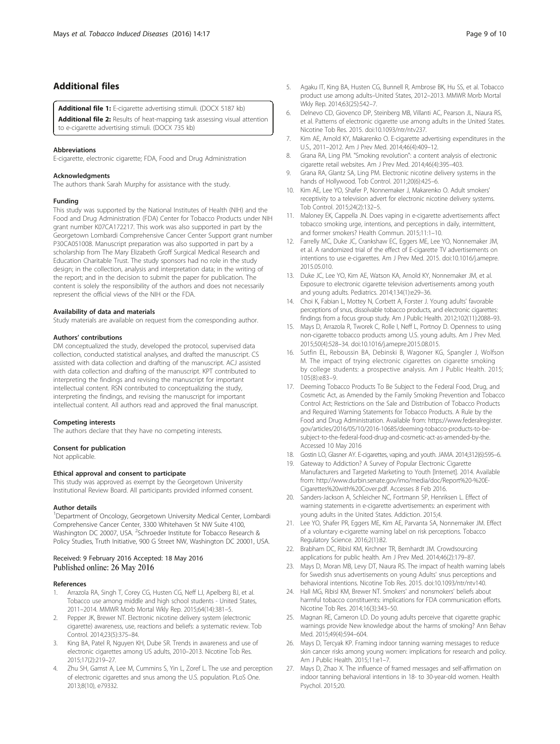## Additional files

**Additional file 1:** E-cigarette advertising stimuli. (DOCX 5187 kb)

**Additional file 2:** Results of heat-mapping task assessing visual attention to e-cigarette advertising stimuli. (DOCX 735 kb)

#### Abbreviations

E-cigarette, electronic cigarette; FDA, Food and Drug Administration

#### Acknowledgments

The authors thank Sarah Murphy for assistance with the study.

#### Funding

This study was supported by the National Institutes of Health (NIH) and the Food and Drug Administration (FDA) Center for Tobacco Products under NIH grant number K07CA172217. This work was also supported in part by the Georgetown Lombardi Comprehensive Cancer Center Support grant number P30CA051008. Manuscript preparation was also supported in part by a scholarship from The Mary Elizabeth Groff Surgical Medical Research and Education Charitable Trust. The study sponsors had no role in the study design; in the collection, analysis and interpretation data; in the writing of the report; and in the decision to submit the paper for publication. The content is solely the responsibility of the authors and does not necessarily represent the official views of the NIH or the FDA.

#### Availability of data and materials

Study materials are available on request from the corresponding author.

#### Authors' contributions

DM conceptualized the study, developed the protocol, supervised data collection, conducted statistical analyses, and drafted the manuscript. CS assisted with data collection and drafting of the manuscript. ACJ assisted with data collection and drafting of the manuscript. KPT contributed to interpreting the findings and revising the manuscript for important intellectual content. RSN contributed to conceptualizing the study, interpreting the findings, and revising the manuscript for important intellectual content. All authors read and approved the final manuscript.

#### Competing interests

The authors declare that they have no competing interests.

#### Consent for publication

Not applicable.

#### Ethical approval and consent to participate

This study was approved as exempt by the Georgetown University Institutional Review Board. All participants provided informed consent.

#### Author details

[1]Department of Oncology, Georgetown University Medical Center, Lombardi Comprehensive Cancer Center, 3300 Whitehaven St NW Suite 4100, Washington DC 20007, USA. [2]Schroeder Institute for Tobacco Research & Policy Studies, Truth Initiative, 900 G Street NW, Washington DC 20001, USA.

Received: 9 February 2016 Accepted: 18 May 2016
Published online: 26 May 2016

#### References

1. Arrazola RA, Singh T, Corey CG, Husten CG, Neff LJ, Apelberg BJ, et al. Tobacco use among middle and high school students - United States, 2011–2014. MMWR Morb Mortal Wkly Rep. 2015;64(14):381–5.
2. Pepper JK, Brewer NT. Electronic nicotine delivery system (electronic cigarette) awareness, use, reactions and beliefs: a systematic review. Tob Control. 2014;23(5):375–84.
3. King BA, Patel R, Nguyen KH, Dube SR. Trends in awareness and use of electronic cigarettes among US adults, 2010–2013. Nicotine Tob Res. 2015;17(2):219–27.
4. Zhu SH, Gamst A, Lee M, Cummins S, Yin L, Zoref L. The use and perception of electronic cigarettes and snus among the U.S. population. PLoS One. 2013;8(10), e79332.
5. Agaku IT, King BA, Husten CG, Bunnell R, Ambrose BK, Hu SS, et al. Tobacco product use among adults–United States, 2012–2013. MMWR Morb Mortal Wkly Rep. 2014;63(25):542–7.
6. Delnevo CD, Giovenco DP, Steinberg MB, Villanti AC, Pearson JL, Niaura RS, et al. Patterns of electronic cigarette use among adults in the United States. Nicotine Tob Res. 2015. doi:10.1093/ntr/ntv237.
7. Kim AE, Arnold KY, Makarenko O. E-cigarette advertising expenditures in the U.S., 2011–2012. Am J Prev Med. 2014;46(4):409–12.
8. Grana RA, Ling PM. "Smoking revolution": a content analysis of electronic cigarette retail websites. Am J Prev Med. 2014;46(4):395–403.
9. Grana RA, Glantz SA, Ling PM. Electronic nicotine delivery systems in the hands of Hollywood. Tob Control. 2011;20(6):425–6.
10. Kim AE, Lee YO, Shafer P, Nonnemaker J, Makarenko O. Adult smokers' receptivity to a television advert for electronic nicotine delivery systems. Tob Control. 2015;24(2):132–5.
11. Maloney EK, Cappella JN. Does vaping in e-cigarette advertisements affect tobacco smoking urge, intentions, and perceptions in daily, intermittent, and former smokers? Health Commun. 2015;11:1–10.
12. Farrelly MC, Duke JC, Crankshaw EC, Eggers ME, Lee YO, Nonnemaker JM, et al. A randomized trial of the effect of E-cigarette TV advertisements on intentions to use e-cigarettes. Am J Prev Med. 2015. doi:10.1016/j.amepre.2015.05.010.
13. Duke JC, Lee YO, Kim AE, Watson KA, Arnold KY, Nonnemaker JM, et al. Exposure to electronic cigarette television advertisements among youth and young adults. Pediatrics. 2014;134(1):e29–36.
14. Choi K, Fabian L, Mottey N, Corbett A, Forster J. Young adults' favorable perceptions of snus, dissolvable tobacco products, and electronic cigarettes: findings from a focus group study. Am J Public Health. 2012;102(11):2088–93.
15. Mays D, Arrazola R, Tworek C, Rolle I, Neff L, Portnoy D. Openness to using non-cigarette tobacco products among U.S. young adults. Am J Prev Med. 2015;50(4):528–34. doi:10.1016/j.amepre.2015.08.015.
16. Sutfin EL, Reboussin BA, Debinski B, Wagoner KG, Spangler J, Wolfson M. The impact of trying electronic cigarettes on cigarette smoking by college students: a prospective analysis. Am J Public Health. 2015; 105(8):e83–9.
17. Deeming Tobacco Products To Be Subject to the Federal Food, Drug, and Cosmetic Act, as Amended by the Family Smoking Prevention and Tobacco Control Act; Restrictions on the Sale and Distribution of Tobacco Products and Required Warning Statements for Tobacco Products. A Rule by the Food and Drug Administration. Available from: https://www.federalregister.gov/articles/2016/05/10/2016-10685/deeming-tobacco-products-to-be-subject-to-the-federal-food-drug-and-cosmetic-act-as-amended-by-the. Accessed 10 May 2016
18. Gostin LO, Glasner AY. E-cigarettes, vaping, and youth. JAMA. 2014;312(6):595–6.
19. Gateway to Addiction? A Survey of Popular Electronic Cigarette Manufacturers and Targeted Marketing to Youth [Internet]. 2014. Available from: http://www.durbin.senate.gov/imo/media/doc/Report%20-%20E-Cigarettes%20with%20Cover.pdf. Accesses 8 Feb 2016.
20. Sanders-Jackson A, Schleicher NC, Fortmann SP, Henriksen L. Effect of warning statements in e-cigarette advertisements: an experiment with young adults in the United States. Addiction. 2015;4.
21. Lee YO, Shafer PR, Eggers ME, Kim AE, Parvanta SA, Nonnemaker JM. Effect of a voluntary e-cigarette warning label on risk perceptions. Tobacco Regulatory Science. 2016;2(1):82.
22. Brabham DC, Ribisl KM, Kirchner TR, Bernhardt JM. Crowdsourcing applications for public health. Am J Prev Med. 2014;46(2):179–87.
23. Mays D, Moran MB, Levy DT, Niaura RS. The impact of health warning labels for Swedish snus advertisements on young Adults' snus perceptions and behavioral intentions. Nicotine Tob Res. 2015. doi:10.1093/ntr/ntv140.
24. Hall MG, Ribisl KM, Brewer NT. Smokers' and nonsmokers' beliefs about harmful tobacco constituents: implications for FDA communication efforts. Nicotine Tob Res. 2014;16(3):343–50.
25. Magnan RE, Cameron LD. Do young adults perceive that cigarette graphic warnings provide New knowledge about the harms of smoking? Ann Behav Med. 2015;49(4):594–604.
26. Mays D, Tercyak KP. Framing indoor tanning warning messages to reduce skin cancer risks among young women: implications for research and policy. Am J Public Health. 2015;11:e1–7.
27. Mays D, Zhao X. The influence of framed messages and self-affirmation on indoor tanning behavioral intentions in 18- to 30-year-old women. Health Psychol. 2015;20.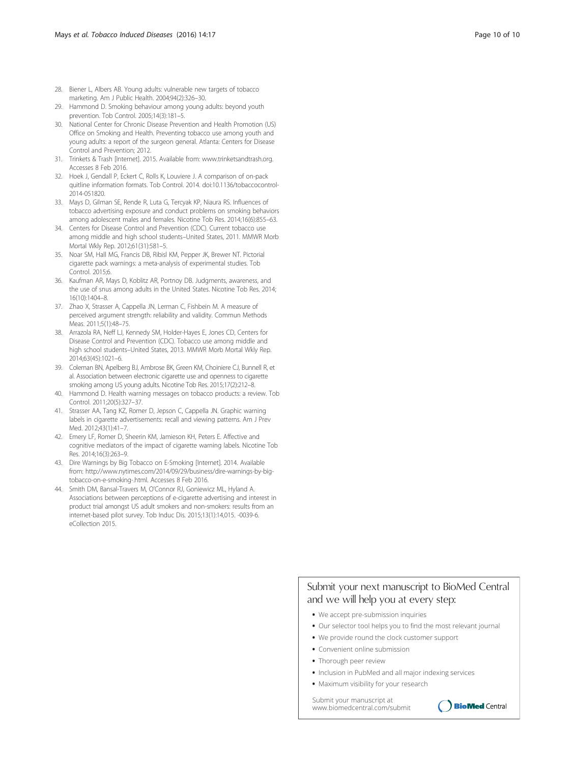28. Biener L, Albers AB. Young adults: vulnerable new targets of tobacco marketing. Am J Public Health. 2004;94(2):326–30.
29. Hammond D. Smoking behaviour among young adults: beyond youth prevention. Tob Control. 2005;14(3):181–5.
30. National Center for Chronic Disease Prevention and Health Promotion (US) Office on Smoking and Health. Preventing tobacco use among youth and young adults: a report of the surgeon general. Atlanta: Centers for Disease Control and Prevention; 2012.
31. Trinkets & Trash [Internet]. 2015. Available from: www.trinketsandtrash.org. Accesses 8 Feb 2016.
32. Hoek J, Gendall P, Eckert C, Rolls K, Louviere J. A comparison of on-pack quitline information formats. Tob Control. 2014. doi:10.1136/tobaccocontrol-2014-051820.
33. Mays D, Gilman SE, Rende R, Luta G, Tercyak KP, Niaura RS. Influences of tobacco advertising exposure and conduct problems on smoking behaviors among adolescent males and females. Nicotine Tob Res. 2014;16(6):855–63.
34. Centers for Disease Control and Prevention (CDC). Current tobacco use among middle and high school students–United States, 2011. MMWR Morb Mortal Wkly Rep. 2012;61(31):581–5.
35. Noar SM, Hall MG, Francis DB, Ribisl KM, Pepper JK, Brewer NT. Pictorial cigarette pack warnings: a meta-analysis of experimental studies. Tob Control. 2015;6.
36. Kaufman AR, Mays D, Koblitz AR, Portnoy DB. Judgments, awareness, and the use of snus among adults in the United States. Nicotine Tob Res. 2014; 16(10):1404–8.
37. Zhao X, Strasser A, Cappella JN, Lerman C, Fishbein M. A measure of perceived argument strength: reliability and validity. Commun Methods Meas. 2011;5(1):48–75.
38. Arrazola RA, Neff LJ, Kennedy SM, Holder-Hayes E, Jones CD, Centers for Disease Control and Prevention (CDC). Tobacco use among middle and high school students–United States, 2013. MMWR Morb Mortal Wkly Rep. 2014;63(45):1021–6.
39. Coleman BN, Apelberg BJ, Ambrose BK, Green KM, Choiniere CJ, Bunnell R, et al. Association between electronic cigarette use and openness to cigarette smoking among US young adults. Nicotine Tob Res. 2015;17(2):212–8.
40. Hammond D. Health warning messages on tobacco products: a review. Tob Control. 2011;20(5):327–37.
41. Strasser AA, Tang KZ, Romer D, Jepson C, Cappella JN. Graphic warning labels in cigarette advertisements: recall and viewing patterns. Am J Prev Med. 2012;43(1):41–7.
42. Emery LF, Romer D, Sheerin KM, Jamieson KH, Peters E. Affective and cognitive mediators of the impact of cigarette warning labels. Nicotine Tob Res. 2014;16(3):263–9.
43. Dire Warnings by Big Tobacco on E-Smoking [Internet]. 2014. Available from: http://www.nytimes.com/2014/09/29/business/dire-warnings-by-big-tobacco-on-e-smoking-.html. Accesses 8 Feb 2016.
44. Smith DM, Bansal-Travers M, O'Connor RJ, Goniewicz ML, Hyland A. Associations between perceptions of e-cigarette advertising and interest in product trial amongst US adult smokers and non-smokers: results from an internet-based pilot survey. Tob Induc Dis. 2015;13(1):14,015. -0039-6. eCollection 2015.

Submit your next manuscript to BioMed Central and we will help you at every step:

- We accept pre-submission inquiries
- Our selector tool helps you to find the most relevant journal
- We provide round the clock customer support
- Convenient online submission
- Thorough peer review
- Inclusion in PubMed and all major indexing services
- Maximum visibility for your research

Submit your manuscript at
www.biomedcentral.com/submit

BioMed Central